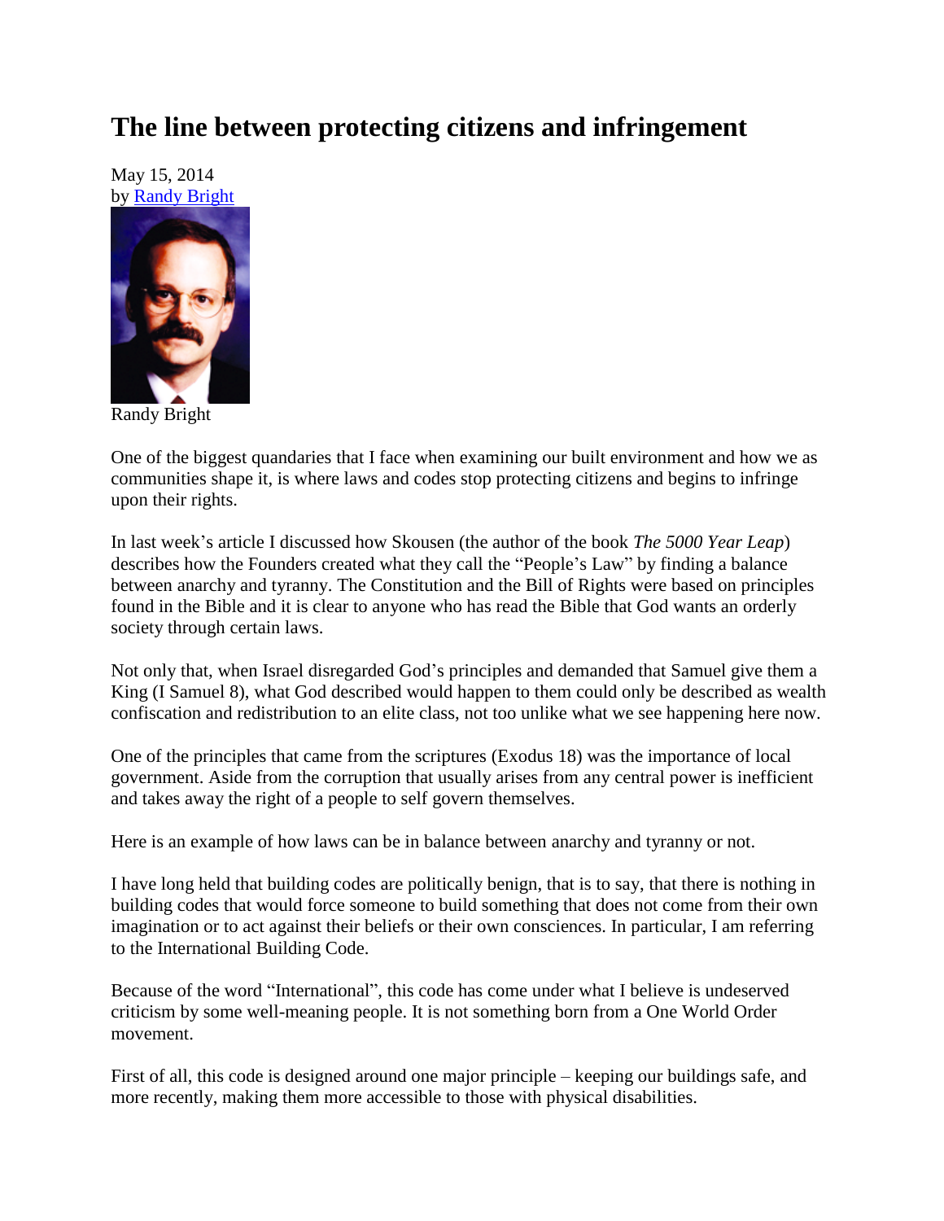# The line between protecting citizens and infringement

May 15, 2014
by Randy Bright

Randy Bright

One of the biggest quandaries that I face when examining our built environment and how we as communities shape it, is where laws and codes stop protecting citizens and begins to infringe upon their rights.

In last week's article I discussed how Skousen (the author of the book *The 5000 Year Leap*) describes how the Founders created what they call the "People's Law" by finding a balance between anarchy and tyranny. The Constitution and the Bill of Rights were based on principles found in the Bible and it is clear to anyone who has read the Bible that God wants an orderly society through certain laws.

Not only that, when Israel disregarded God's principles and demanded that Samuel give them a King (I Samuel 8), what God described would happen to them could only be described as wealth confiscation and redistribution to an elite class, not too unlike what we see happening here now.

One of the principles that came from the scriptures (Exodus 18) was the importance of local government. Aside from the corruption that usually arises from any central power is inefficient and takes away the right of a people to self govern themselves.

Here is an example of how laws can be in balance between anarchy and tyranny or not.

I have long held that building codes are politically benign, that is to say, that there is nothing in building codes that would force someone to build something that does not come from their own imagination or to act against their beliefs or their own consciences. In particular, I am referring to the International Building Code.

Because of the word "International", this code has come under what I believe is undeserved criticism by some well-meaning people. It is not something born from a One World Order movement.

First of all, this code is designed around one major principle – keeping our buildings safe, and more recently, making them more accessible to those with physical disabilities.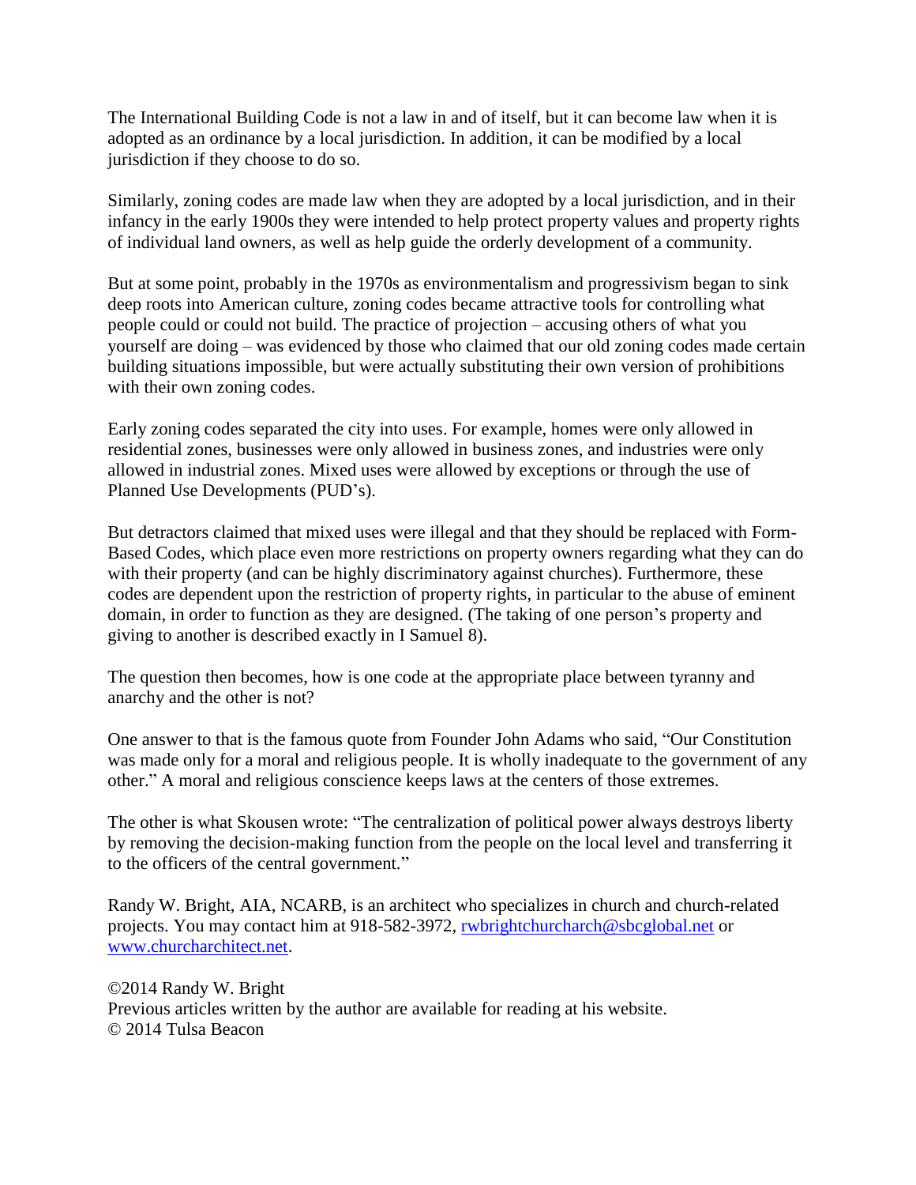The International Building Code is not a law in and of itself, but it can become law when it is adopted as an ordinance by a local jurisdiction. In addition, it can be modified by a local jurisdiction if they choose to do so.

Similarly, zoning codes are made law when they are adopted by a local jurisdiction, and in their infancy in the early 1900s they were intended to help protect property values and property rights of individual land owners, as well as help guide the orderly development of a community.

But at some point, probably in the 1970s as environmentalism and progressivism began to sink deep roots into American culture, zoning codes became attractive tools for controlling what people could or could not build. The practice of projection – accusing others of what you yourself are doing – was evidenced by those who claimed that our old zoning codes made certain building situations impossible, but were actually substituting their own version of prohibitions with their own zoning codes.

Early zoning codes separated the city into uses. For example, homes were only allowed in residential zones, businesses were only allowed in business zones, and industries were only allowed in industrial zones. Mixed uses were allowed by exceptions or through the use of Planned Use Developments (PUD's).

But detractors claimed that mixed uses were illegal and that they should be replaced with Form-Based Codes, which place even more restrictions on property owners regarding what they can do with their property (and can be highly discriminatory against churches). Furthermore, these codes are dependent upon the restriction of property rights, in particular to the abuse of eminent domain, in order to function as they are designed. (The taking of one person's property and giving to another is described exactly in I Samuel 8).

The question then becomes, how is one code at the appropriate place between tyranny and anarchy and the other is not?

One answer to that is the famous quote from Founder John Adams who said, "Our Constitution was made only for a moral and religious people. It is wholly inadequate to the government of any other." A moral and religious conscience keeps laws at the centers of those extremes.

The other is what Skousen wrote: "The centralization of political power always destroys liberty by removing the decision-making function from the people on the local level and transferring it to the officers of the central government."

Randy W. Bright, AIA, NCARB, is an architect who specializes in church and church-related projects. You may contact him at 918-582-3972, rwbrightchurcharch@sbcglobal.net or www.churcharchitect.net.

©2014 Randy W. Bright
Previous articles written by the author are available for reading at his website.
© 2014 Tulsa Beacon